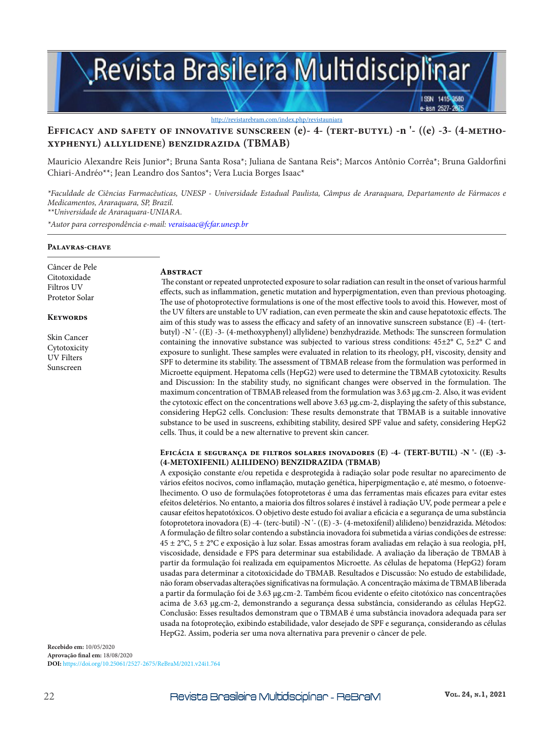http://revistarebram.com/index.php/revistauniara

# Efficacy and safety of innovative sunscreen (e)- 4- (tert-butyl) -n '- ((e) -3- (4-methoxyphenyl) allylidene) benzidrazida (TBMAB)

Mauricio Alexandre Reis Junior*; Bruna Santa Rosa*; Juliana de Santana Reis*; Marcos Antônio Corrêa*; Bruna Galdorfini Chiari-Andréo**; Jean Leandro dos Santos*; Vera Lucia Borges Isaac*

*\*Faculdade de Ciências Farmacêuticas, UNESP - Universidade Estadual Paulista, Câmpus de Araraquara, Departamento de Fármacos e Medicamentos, Araraquara, SP, Brazil.*
*\*\*Universidade de Araraquara-UNIARA.*

*\*Autor para correspondência e-mail: veraisaac@fcfar.unesp.br*

### Palavras-chave

Câncer de Pele
Citotoxidade
Filtros UV
Protetor Solar

### Keywords

Skin Cancer
Cytotoxicity
UV Filters
Sunscreen

## Abstract

The constant or repeated unprotected exposure to solar radiation can result in the onset of various harmful effects, such as inflammation, genetic mutation and hyperpigmentation, even than previous photoaging. The use of photoprotective formulations is one of the most effective tools to avoid this. However, most of the UV filters are unstable to UV radiation, can even permeate the skin and cause hepatotoxic effects. The aim of this study was to assess the efficacy and safety of an innovative sunscreen substance (E) -4- (tert-butyl) -N '- ((E) -3- (4-methoxyphenyl) allylidene) benzhydrazide. Methods: The sunscreen formulation containing the innovative substance was subjected to various stress conditions: 45±2° C, 5±2° C and exposure to sunlight. These samples were evaluated in relation to its rheology, pH, viscosity, density and SPF to determine its stability. The assessment of TBMAB release from the formulation was performed in Microette equipment. Hepatoma cells (HepG2) were used to determine the TBMAB cytotoxicity. Results and Discussion: In the stability study, no significant changes were observed in the formulation. The maximum concentration of TBMAB released from the formulation was 3.63 μg.cm-2. Also, it was evident the cytotoxic effect on the concentrations well above 3.63 μg.cm-2, displaying the safety of this substance, considering HepG2 cells. Conclusion: These results demonstrate that TBMAB is a suitable innovative substance to be used in suscreens, exhibiting stability, desired SPF value and safety, considering HepG2 cells. Thus, it could be a new alternative to prevent skin cancer.

## Eficácia e segurança de filtros solares inovadores (E) -4- (tert-butil) -N '- ((E) -3- (4-metoxifenil) alilideno) benzidrazida (TBMAB)

A exposição constante e/ou repetida e desprotegida à radiação solar pode resultar no aparecimento de vários efeitos nocivos, como inflamação, mutação genética, hiperpigmentação e, até mesmo, o fotoenvelhecimento. O uso de formulações fotoprotetoras é uma das ferramentas mais eficazes para evitar estes efeitos deletérios. No entanto, a maioria dos filtros solares é instável à radiação UV, pode permear a pele e causar efeitos hepatotóxicos. O objetivo deste estudo foi avaliar a eficácia e a segurança de uma substância fotoprotetora inovadora (E) -4- (terc-butil) -N '- ((E) -3- (4-metoxifenil) alilideno) benzidrazida. Métodos: A formulação de filtro solar contendo a substância inovadora foi submetida a várias condições de estresse: 45 ± 2°C, 5 ± 2°C e exposição à luz solar. Essas amostras foram avaliadas em relação à sua reologia, pH, viscosidade, densidade e FPS para determinar sua estabilidade. A avaliação da liberação de TBMAB à partir da formulação foi realizada em equipamentos Microette. As células de hepatoma (HepG2) foram usadas para determinar a citotoxicidade do TBMAB. Resultados e Discussão: No estudo de estabilidade, não foram observadas alterações significativas na formulação. A concentração máxima de TBMAB liberada a partir da formulação foi de 3.63 μg.cm-2. Também ficou evidente o efeito citotóxico nas concentrações acima de 3.63 μg.cm-2, demonstrando a segurança dessa substância, considerando as células HepG2. Conclusão: Esses resultados demonstram que o TBMAB é uma substância inovadora adequada para ser usada na fotoproteção, exibindo estabilidade, valor desejado de SPF e segurança, considerando as células HepG2. Assim, poderia ser uma nova alternativa para prevenir o câncer de pele.

**Recebido em:** 10/05/2020
**Aprovação final em:** 18/08/2020
**DOI:** https://doi.org/10.25061/2527-2675/ReBraM/2021.v24i1.764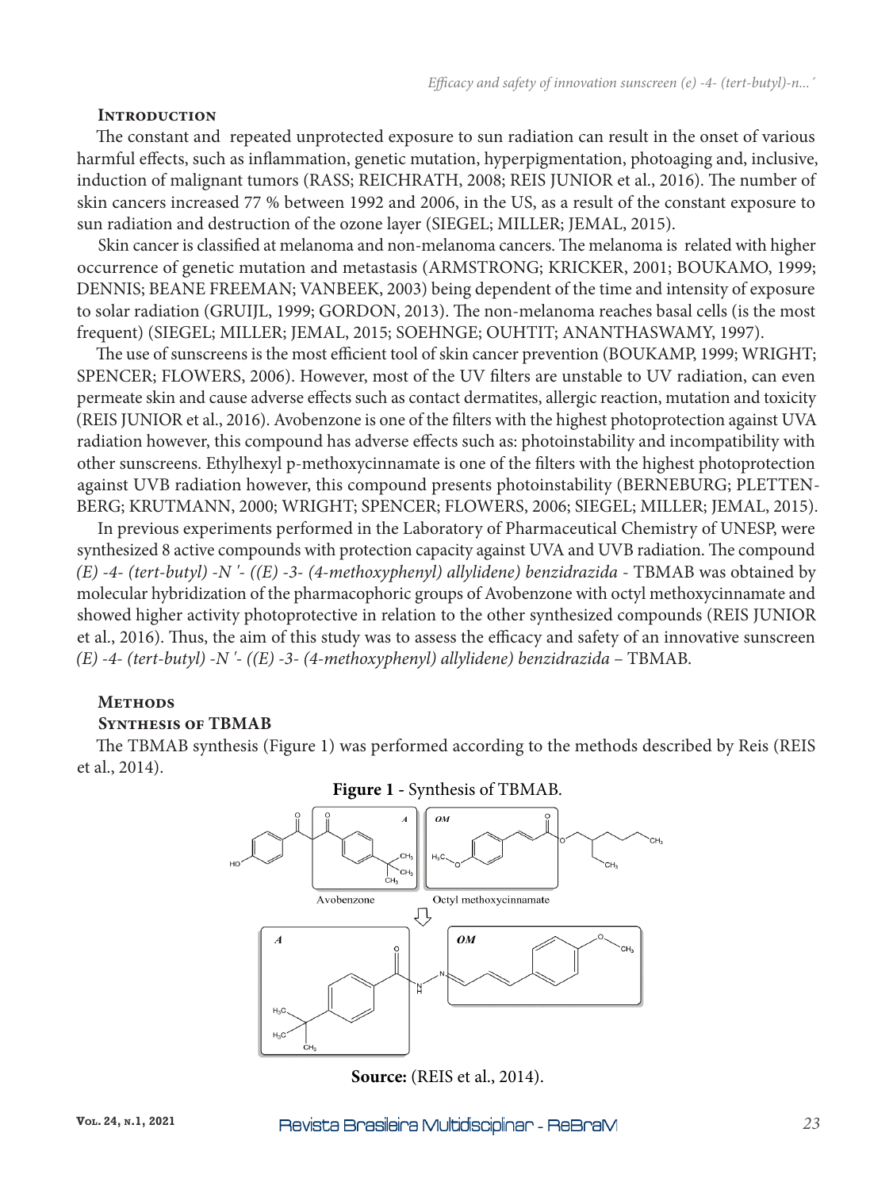## Introduction

The constant and repeated unprotected exposure to sun radiation can result in the onset of various harmful effects, such as inflammation, genetic mutation, hyperpigmentation, photoaging and, inclusive, induction of malignant tumors (RASS; REICHRATH, 2008; REIS JUNIOR et al., 2016). The number of skin cancers increased 77 % between 1992 and 2006, in the US, as a result of the constant exposure to sun radiation and destruction of the ozone layer (SIEGEL; MILLER; JEMAL, 2015).

Skin cancer is classified at melanoma and non-melanoma cancers. The melanoma is related with higher occurrence of genetic mutation and metastasis (ARMSTRONG; KRICKER, 2001; BOUKAMO, 1999; DENNIS; BEANE FREEMAN; VANBEEK, 2003) being dependent of the time and intensity of exposure to solar radiation (GRUIJL, 1999; GORDON, 2013). The non-melanoma reaches basal cells (is the most frequent) (SIEGEL; MILLER; JEMAL, 2015; SOEHNGE; OUHTIT; ANANTHASWAMY, 1997).

The use of sunscreens is the most efficient tool of skin cancer prevention (BOUKAMP, 1999; WRIGHT; SPENCER; FLOWERS, 2006). However, most of the UV filters are unstable to UV radiation, can even permeate skin and cause adverse effects such as contact dermatites, allergic reaction, mutation and toxicity (REIS JUNIOR et al., 2016). Avobenzone is one of the filters with the highest photoprotection against UVA radiation however, this compound has adverse effects such as: photoinstability and incompatibility with other sunscreens. Ethylhexyl p-methoxycinnamate is one of the filters with the highest photoprotection against UVB radiation however, this compound presents photoinstability (BERNEBURG; PLETTENBERG; KRUTMANN, 2000; WRIGHT; SPENCER; FLOWERS, 2006; SIEGEL; MILLER; JEMAL, 2015).

In previous experiments performed in the Laboratory of Pharmaceutical Chemistry of UNESP, were synthesized 8 active compounds with protection capacity against UVA and UVB radiation. The compound *(E) -4- (tert-butyl) -N '- ((E) -3- (4-methoxyphenyl) allylidene) benzidrazida* - TBMAB was obtained by molecular hybridization of the pharmacophoric groups of Avobenzone with octyl methoxycinnamate and showed higher activity photoprotective in relation to the other synthesized compounds (REIS JUNIOR et al., 2016). Thus, the aim of this study was to assess the efficacy and safety of an innovative sunscreen *(E) -4- (tert-butyl) -N '- ((E) -3- (4-methoxyphenyl) allylidene) benzidrazida* – TBMAB.

## Methods

### Synthesis of TBMAB

The TBMAB synthesis (Figure 1) was performed according to the methods described by Reis (REIS et al., 2014).

**Figure 1** - Synthesis of TBMAB.

**Source:** (REIS et al., 2014).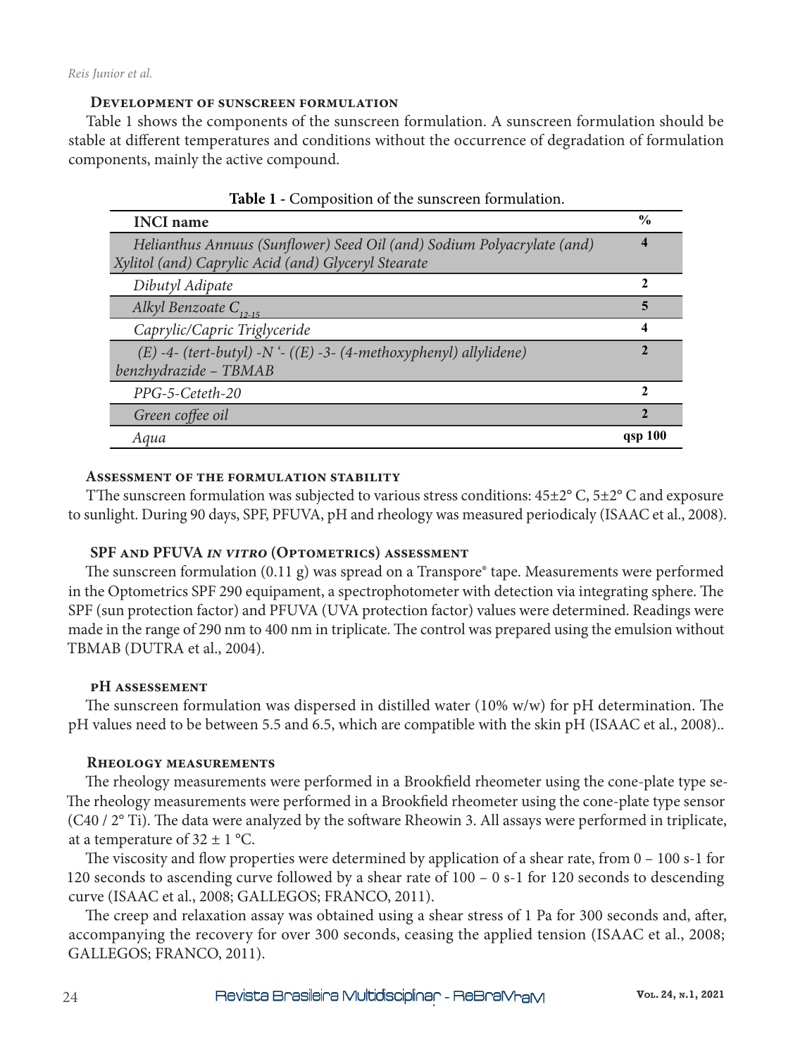### Development of sunscreen formulation

Table 1 shows the components of the sunscreen formulation. A sunscreen formulation should be stable at different temperatures and conditions without the occurrence of degradation of formulation components, mainly the active compound.

**Table 1** - Composition of the sunscreen formulation.

| INCI name | % |
|---|---|
| *Helianthus Annuus (Sunflower) Seed Oil (and) Sodium Polyacrylate (and) Xylitol (and) Caprylic Acid (and) Glyceryl Stearate* | **4** |
| *Dibutyl Adipate* | **2** |
| *Alkyl Benzoate $C_{12-15}$* | **5** |
| *Caprylic/Capric Triglyceride* | **4** |
| *(E) -4- (tert-butyl) -N '- ((E) -3- (4-methoxyphenyl) allylidene) benzhydrazide – TBMAB* | **2** |
| *PPG-5-Ceteth-20* | **2** |
| *Green coffee oil* | **2** |
| *Aqua* | **qsp 100** |

### Assessment of the formulation stability

TThe sunscreen formulation was subjected to various stress conditions: 45±2° C, 5±2° C and exposure to sunlight. During 90 days, SPF, PFUVA, pH and rheology was measured periodicaly (ISAAC et al., 2008).

### SPF and PFUVA *in vitro* (Optometrics) assessment

The sunscreen formulation (0.11 g) was spread on a Transpore® tape. Measurements were performed in the Optometrics SPF 290 equipament, a spectrophotometer with detection via integrating sphere. The SPF (sun protection factor) and PFUVA (UVA protection factor) values were determined. Readings were made in the range of 290 nm to 400 nm in triplicate. The control was prepared using the emulsion without TBMAB (DUTRA et al., 2004).

### pH assessement

The sunscreen formulation was dispersed in distilled water (10% w/w) for pH determination. The pH values need to be between 5.5 and 6.5, which are compatible with the skin pH (ISAAC et al., 2008)..

### Rheology measurements

The rheology measurements were performed in a Brookfield rheometer using the cone-plate type se-The rheology measurements were performed in a Brookfield rheometer using the cone-plate type sensor (C40 / 2° Ti). The data were analyzed by the software Rheowin 3. All assays were performed in triplicate, at a temperature of 32 ± 1 °C.

The viscosity and flow properties were determined by application of a shear rate, from 0 – 100 s-1 for 120 seconds to ascending curve followed by a shear rate of 100 – 0 s-1 for 120 seconds to descending curve (ISAAC et al., 2008; GALLEGOS; FRANCO, 2011).

The creep and relaxation assay was obtained using a shear stress of 1 Pa for 300 seconds and, after, accompanying the recovery for over 300 seconds, ceasing the applied tension (ISAAC et al., 2008; GALLEGOS; FRANCO, 2011).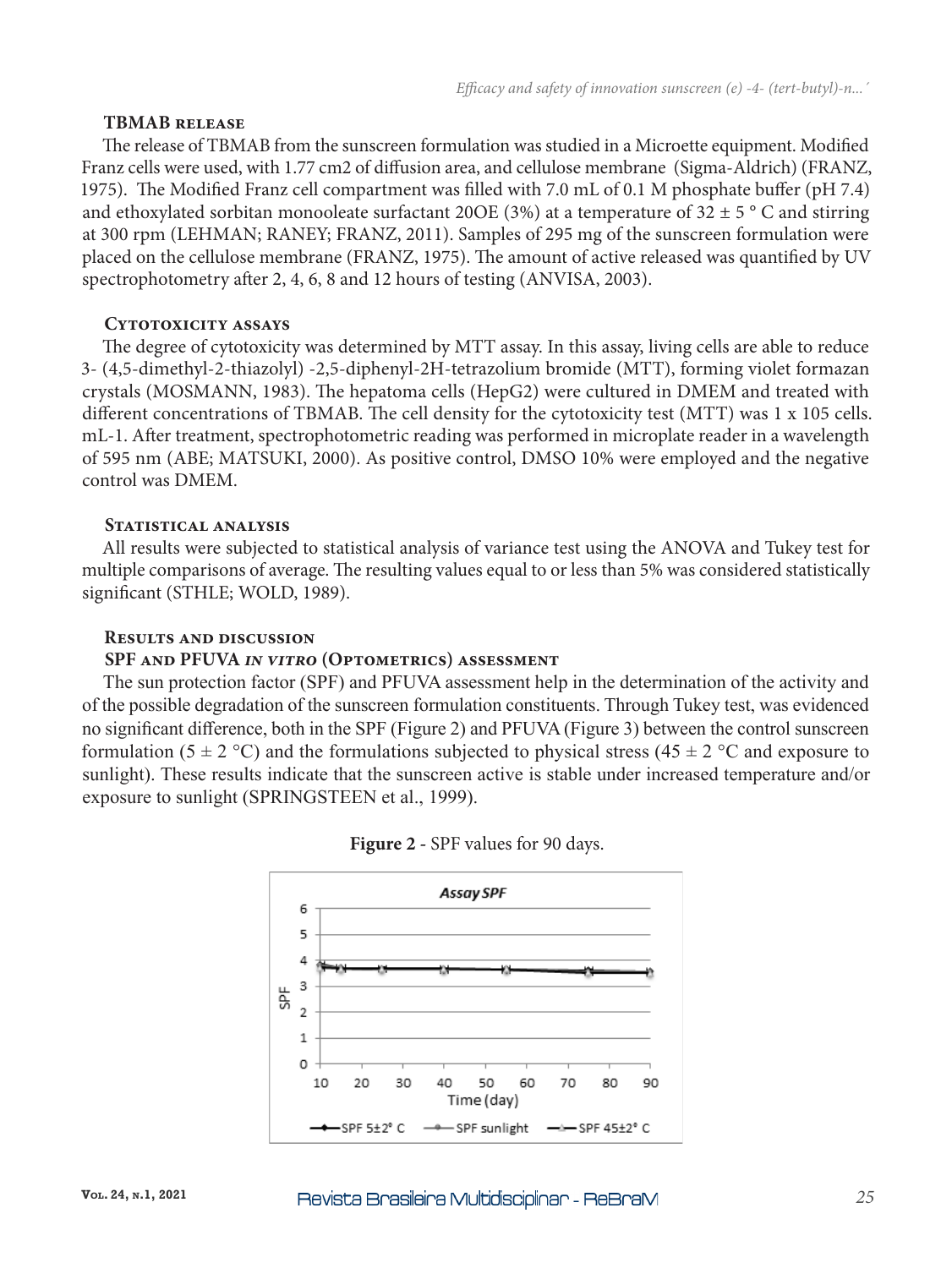### TBMAB release

The release of TBMAB from the sunscreen formulation was studied in a Microette equipment. Modified Franz cells were used, with 1.77 cm2 of diffusion area, and cellulose membrane (Sigma-Aldrich) (FRANZ, 1975). The Modified Franz cell compartment was filled with 7.0 mL of 0.1 M phosphate buffer (pH 7.4) and ethoxylated sorbitan monooleate surfactant 20OE (3%) at a temperature of 32 ± 5 ° C and stirring at 300 rpm (LEHMAN; RANEY; FRANZ, 2011). Samples of 295 mg of the sunscreen formulation were placed on the cellulose membrane (FRANZ, 1975). The amount of active released was quantified by UV spectrophotometry after 2, 4, 6, 8 and 12 hours of testing (ANVISA, 2003).

### Cytotoxicity assays

The degree of cytotoxicity was determined by MTT assay. In this assay, living cells are able to reduce 3- (4,5-dimethyl-2-thiazolyl) -2,5-diphenyl-2H-tetrazolium bromide (MTT), forming violet formazan crystals (MOSMANN, 1983). The hepatoma cells (HepG2) were cultured in DMEM and treated with different concentrations of TBMAB. The cell density for the cytotoxicity test (MTT) was 1 x 105 cells. mL-1. After treatment, spectrophotometric reading was performed in microplate reader in a wavelength of 595 nm (ABE; MATSUKI, 2000). As positive control, DMSO 10% were employed and the negative control was DMEM.

### Statistical analysis

All results were subjected to statistical analysis of variance test using the ANOVA and Tukey test for multiple comparisons of average. The resulting values equal to or less than 5% was considered statistically significant (STHLE; WOLD, 1989).

## Results and discussion

### SPF and PFUVA *in vitro* (Optometrics) assessment

The sun protection factor (SPF) and PFUVA assessment help in the determination of the activity and of the possible degradation of the sunscreen formulation constituents. Through Tukey test, was evidenced no significant difference, both in the SPF (Figure 2) and PFUVA (Figure 3) between the control sunscreen formulation (5 ± 2 °C) and the formulations subjected to physical stress (45 ± 2 °C and exposure to sunlight). These results indicate that the sunscreen active is stable under increased temperature and/or exposure to sunlight (SPRINGSTEEN et al., 1999).

**Figure 2** - SPF values for 90 days.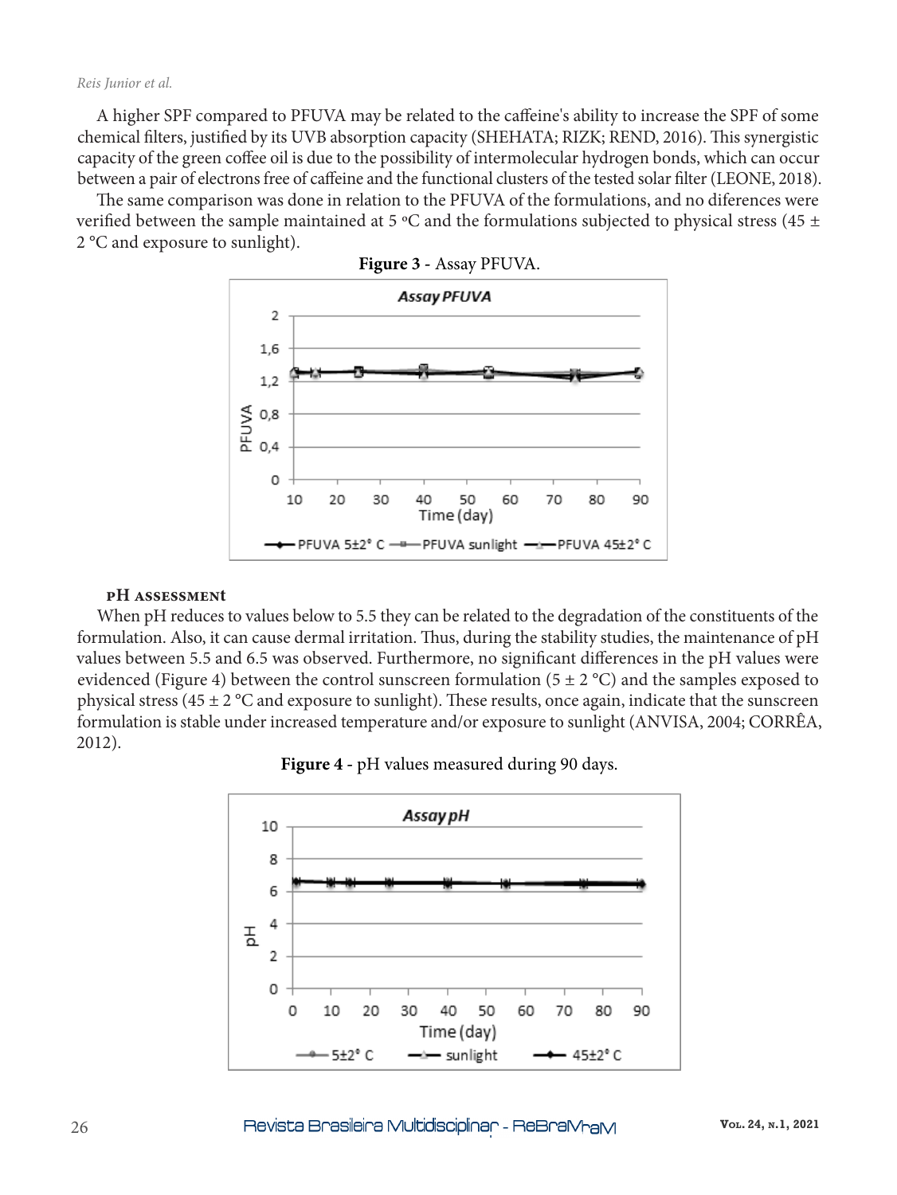A higher SPF compared to PFUVA may be related to the caffeine's ability to increase the SPF of some chemical filters, justified by its UVB absorption capacity (SHEHATA; RIZK; REND, 2016). This synergistic capacity of the green coffee oil is due to the possibility of intermolecular hydrogen bonds, which can occur between a pair of electrons free of caffeine and the functional clusters of the tested solar filter (LEONE, 2018).

The same comparison was done in relation to the PFUVA of the formulations, and no diferences were verified between the sample maintained at 5 ºC and the formulations subjected to physical stress (45 ± 2 °C and exposure to sunlight).

**Figure 3** - Assay PFUVA.

#### pH assessment

When pH reduces to values below to 5.5 they can be related to the degradation of the constituents of the formulation. Also, it can cause dermal irritation. Thus, during the stability studies, the maintenance of pH values between 5.5 and 6.5 was observed. Furthermore, no significant differences in the pH values were evidenced (Figure 4) between the control sunscreen formulation (5 ± 2 °C) and the samples exposed to physical stress (45 ± 2 °C and exposure to sunlight). These results, once again, indicate that the sunscreen formulation is stable under increased temperature and/or exposure to sunlight (ANVISA, 2004; CORRÊA, 2012).

**Figure 4** - pH values measured during 90 days.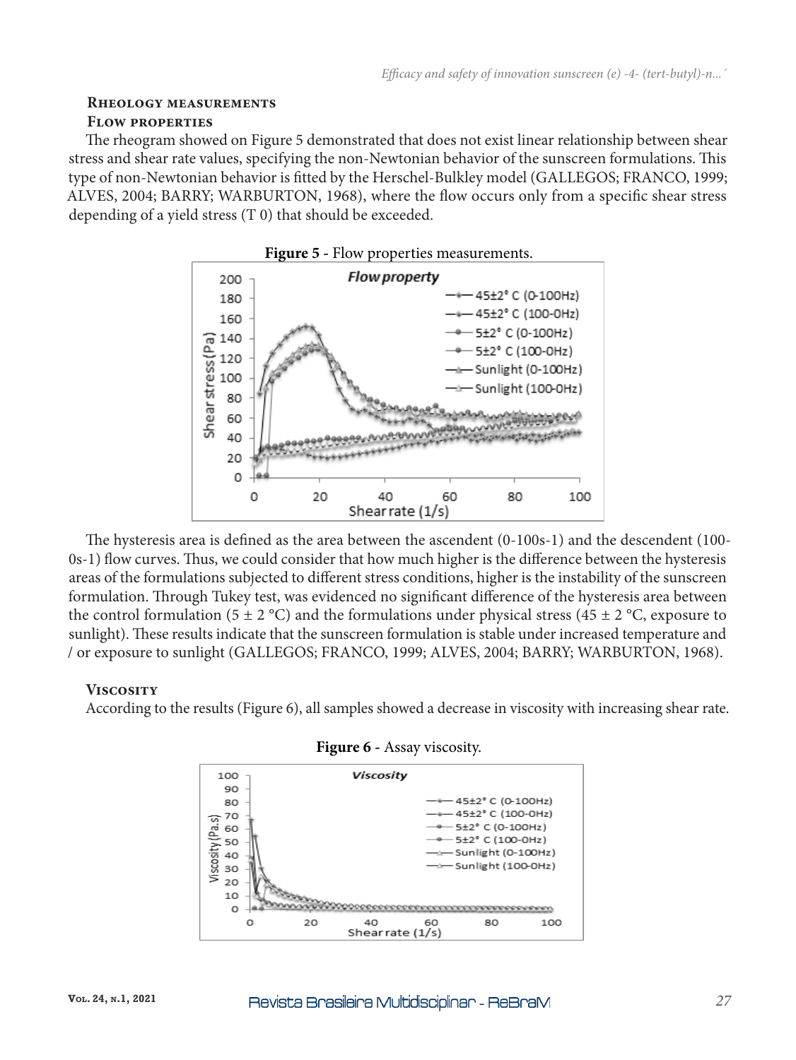## Rheology measurements

### Flow properties

The rheogram showed on Figure 5 demonstrated that does not exist linear relationship between shear stress and shear rate values, specifying the non-Newtonian behavior of the sunscreen formulations. This type of non-Newtonian behavior is fitted by the Herschel-Bulkley model (GALLEGOS; FRANCO, 1999; ALVES, 2004; BARRY; WARBURTON, 1968), where the flow occurs only from a specific shear stress depending of a yield stress (T 0) that should be exceeded.

**Figure 5** - Flow properties measurements.

The hysteresis area is defined as the area between the ascendent (0-100s-1) and the descendent (100-0s-1) flow curves. Thus, we could consider that how much higher is the difference between the hysteresis areas of the formulations subjected to different stress conditions, higher is the instability of the sunscreen formulation. Through Tukey test, was evidenced no significant difference of the hysteresis area between the control formulation (5 ± 2 °C) and the formulations under physical stress (45 ± 2 °C, exposure to sunlight). These results indicate that the sunscreen formulation is stable under increased temperature and / or exposure to sunlight (GALLEGOS; FRANCO, 1999; ALVES, 2004; BARRY; WARBURTON, 1968).

### Viscosity

According to the results (Figure 6), all samples showed a decrease in viscosity with increasing shear rate.

**Figure 6** - Assay viscosity.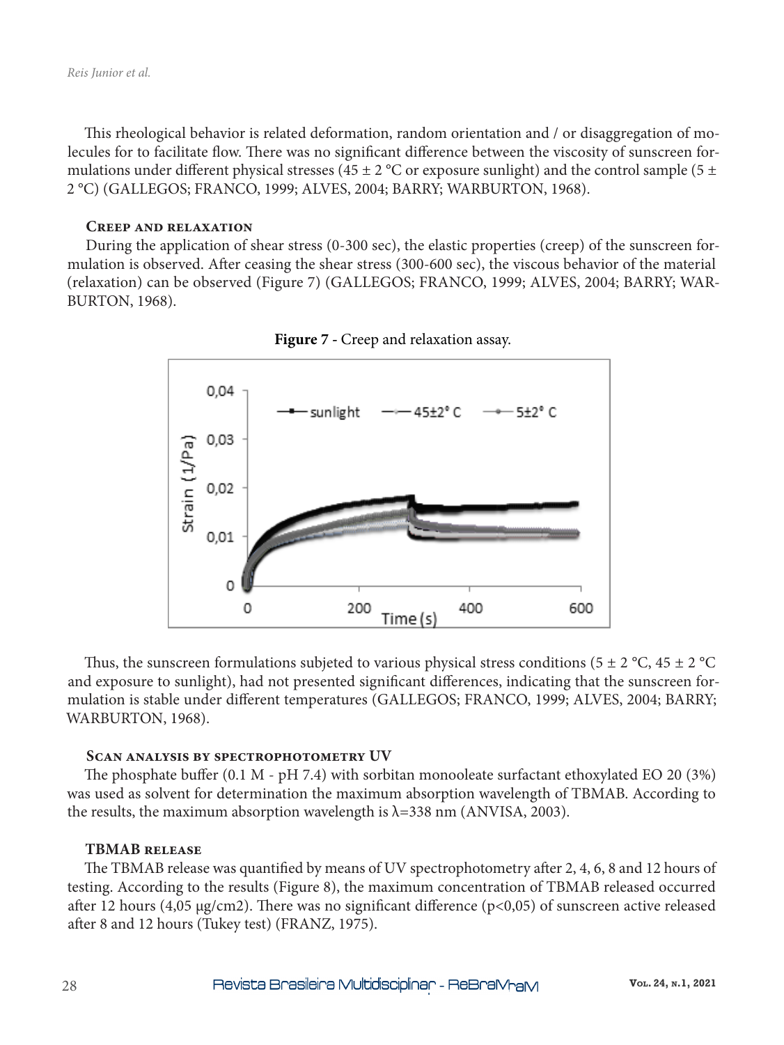This rheological behavior is related deformation, random orientation and / or disaggregation of molecules for to facilitate flow. There was no significant difference between the viscosity of sunscreen formulations under different physical stresses (45 ± 2 °C or exposure sunlight) and the control sample (5 ± 2 °C) (GALLEGOS; FRANCO, 1999; ALVES, 2004; BARRY; WARBURTON, 1968).

### Creep and relaxation

During the application of shear stress (0-300 sec), the elastic properties (creep) of the sunscreen formulation is observed. After ceasing the shear stress (300-600 sec), the viscous behavior of the material (relaxation) can be observed (Figure 7) (GALLEGOS; FRANCO, 1999; ALVES, 2004; BARRY; WARBURTON, 1968).

**Figure 7** - Creep and relaxation assay.

Thus, the sunscreen formulations subjeted to various physical stress conditions (5 ± 2 °C, 45 ± 2 °C and exposure to sunlight), had not presented significant differences, indicating that the sunscreen formulation is stable under different temperatures (GALLEGOS; FRANCO, 1999; ALVES, 2004; BARRY; WARBURTON, 1968).

### Scan analysis by spectrophotometry UV

The phosphate buffer (0.1 M - pH 7.4) with sorbitan monooleate surfactant ethoxylated EO 20 (3%) was used as solvent for determination the maximum absorption wavelength of TBMAB. According to the results, the maximum absorption wavelength is $\lambda$=338 nm (ANVISA, 2003).

### TBMAB release

The TBMAB release was quantified by means of UV spectrophotometry after 2, 4, 6, 8 and 12 hours of testing. According to the results (Figure 8), the maximum concentration of TBMAB released occurred after 12 hours (4,05 μg/cm2). There was no significant difference ($p<0,05$) of sunscreen active released after 8 and 12 hours (Tukey test) (FRANZ, 1975).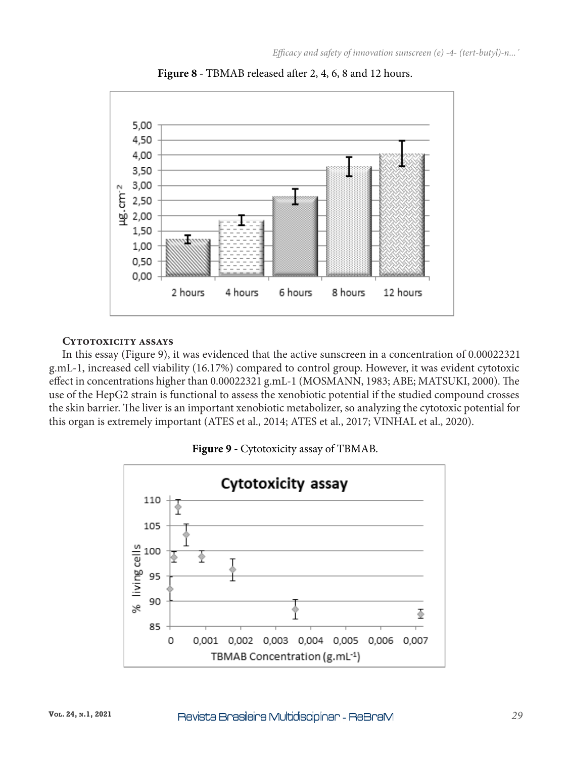**Figure 8** - TBMAB released after 2, 4, 6, 8 and 12 hours.

### Cytotoxicity assays

In this essay (Figure 9), it was evidenced that the active sunscreen in a concentration of 0.00022321 g.mL-1, increased cell viability (16.17%) compared to control group. However, it was evident cytotoxic effect in concentrations higher than 0.00022321 g.mL-1 (MOSMANN, 1983; ABE; MATSUKI, 2000). The use of the HepG2 strain is functional to assess the xenobiotic potential if the studied compound crosses the skin barrier. The liver is an important xenobiotic metabolizer, so analyzing the cytotoxic potential for this organ is extremely important (ATES et al., 2014; ATES et al., 2017; VINHAL et al., 2020).

**Figure 9** - Cytotoxicity assay of TBMAB.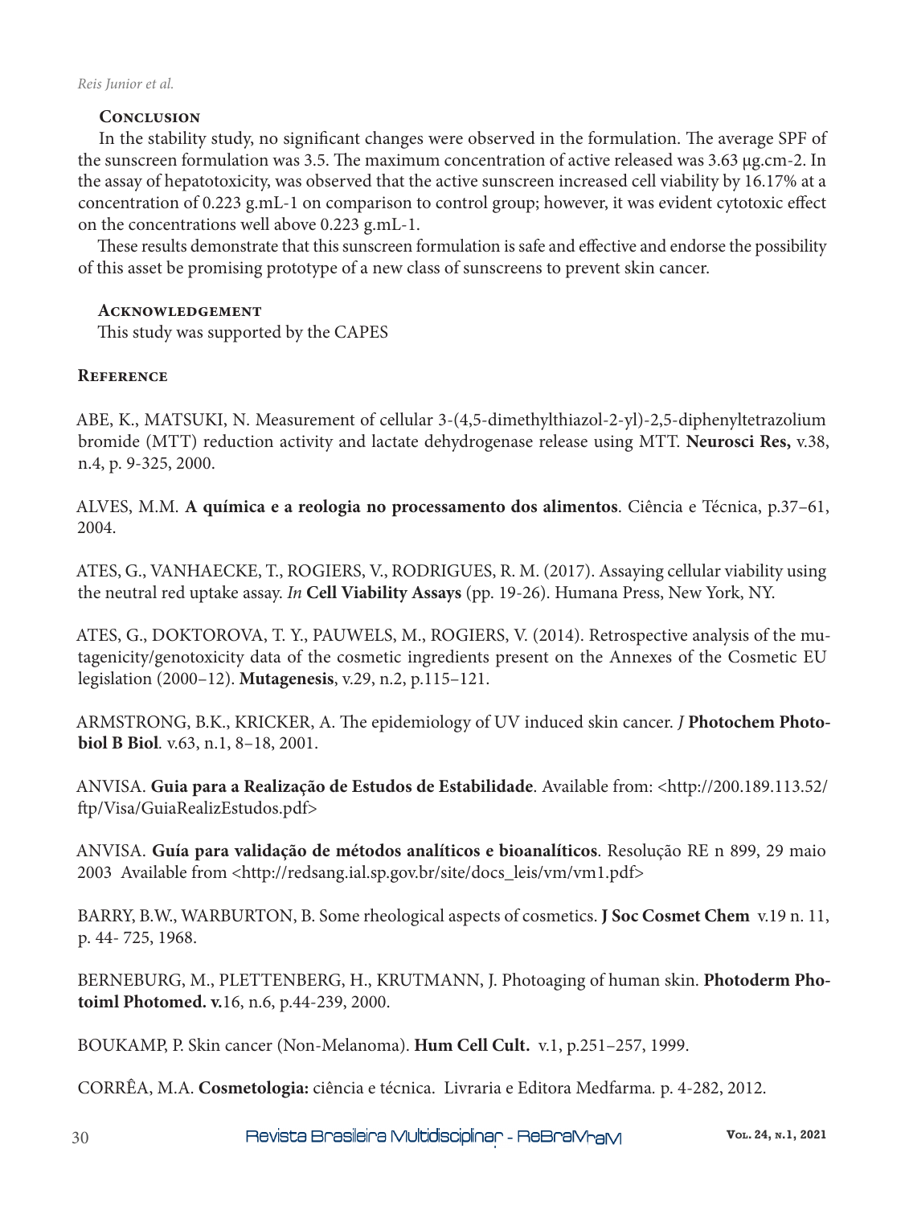## Conclusion

In the stability study, no significant changes were observed in the formulation. The average SPF of the sunscreen formulation was 3.5. The maximum concentration of active released was 3.63 μg.cm-2. In the assay of hepatotoxicity, was observed that the active sunscreen increased cell viability by 16.17% at a concentration of 0.223 g.mL-1 on comparison to control group; however, it was evident cytotoxic effect on the concentrations well above 0.223 g.mL-1.

These results demonstrate that this sunscreen formulation is safe and effective and endorse the possibility of this asset be promising prototype of a new class of sunscreens to prevent skin cancer.

## Acknowledgement

This study was supported by the CAPES

## Reference

ABE, K., MATSUKI, N. Measurement of cellular 3-(4,5-dimethylthiazol-2-yl)-2,5-diphenyltetrazolium bromide (MTT) reduction activity and lactate dehydrogenase release using MTT. **Neurosci Res,** v.38, n.4, p. 9-325, 2000.

ALVES, M.M. **A química e a reologia no processamento dos alimentos**. Ciência e Técnica, p.37–61, 2004.

ATES, G., VANHAECKE, T., ROGIERS, V., RODRIGUES, R. M. (2017). Assaying cellular viability using the neutral red uptake assay. *In* **Cell Viability Assays** (pp. 19-26). Humana Press, New York, NY.

ATES, G., DOKTOROVA, T. Y., PAUWELS, M., ROGIERS, V. (2014). Retrospective analysis of the mutagenicity/genotoxicity data of the cosmetic ingredients present on the Annexes of the Cosmetic EU legislation (2000–12). **Mutagenesis**, v.29, n.2, p.115–121.

ARMSTRONG, B.K., KRICKER, A. The epidemiology of UV induced skin cancer. *J* **Photochem Photobiol B Biol**. v.63, n.1, 8–18, 2001.

ANVISA. **Guia para a Realização de Estudos de Estabilidade**. Available from: <http://200.189.113.52/ftp/Visa/GuiaRealizEstudos.pdf>

ANVISA. **Guía para validação de métodos analíticos e bioanalíticos**. Resolução RE n 899, 29 maio 2003 Available from <http://redsang.ial.sp.gov.br/site/docs_leis/vm/vm1.pdf>

BARRY, B.W., WARBURTON, B. Some rheological aspects of cosmetics. **J Soc Cosmet Chem** v.19 n. 11, p. 44- 725, 1968.

BERNEBURG, M., PLETTENBERG, H., KRUTMANN, J. Photoaging of human skin. **Photoderm Photoiml Photomed. v.**16, n.6, p.44-239, 2000.

BOUKAMP, P. Skin cancer (Non-Melanoma). **Hum Cell Cult.** v.1, p.251–257, 1999.

CORRÊA, M.A. **Cosmetologia:** ciência e técnica. Livraria e Editora Medfarma. p. 4-282, 2012.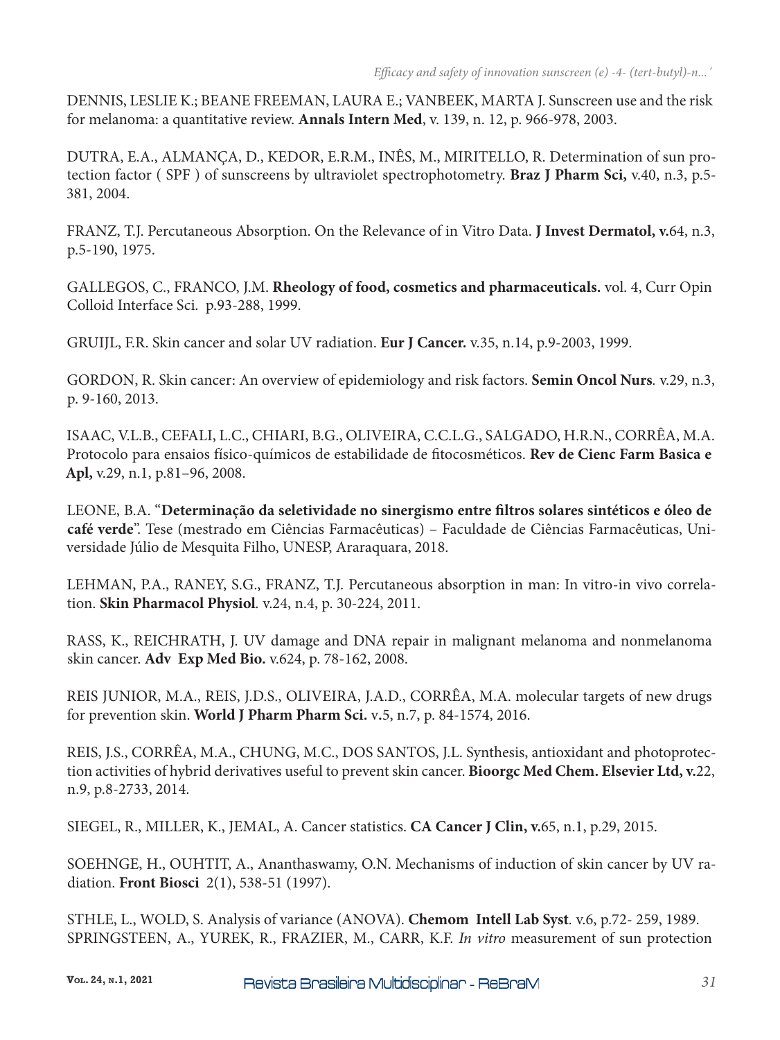DENNIS, LESLIE K.; BEANE FREEMAN, LAURA E.; VANBEEK, MARTA J. Sunscreen use and the risk for melanoma: a quantitative review. **Annals Intern Med**, v. 139, n. 12, p. 966-978, 2003.

DUTRA, E.A., ALMANÇA, D., KEDOR, E.R.M., INÊS, M., MIRITELLO, R. Determination of sun protection factor ( SPF ) of sunscreens by ultraviolet spectrophotometry. **Braz J Pharm Sci,** v.40, n.3, p.5-381, 2004.

FRANZ, T.J. Percutaneous Absorption. On the Relevance of in Vitro Data. **J Invest Dermatol, v.**64, n.3, p.5-190, 1975.

GALLEGOS, C., FRANCO, J.M. **Rheology of food, cosmetics and pharmaceuticals.** vol. 4, Curr Opin Colloid Interface Sci. p.93-288, 1999.

GRUIJL, F.R. Skin cancer and solar UV radiation. **Eur J Cancer.** v.35, n.14, p.9-2003, 1999.

GORDON, R. Skin cancer: An overview of epidemiology and risk factors. **Semin Oncol Nurs***.* v.29, n.3, p. 9-160, 2013.

ISAAC, V.L.B., CEFALI, L.C., CHIARI, B.G., OLIVEIRA, C.C.L.G., SALGADO, H.R.N., CORRÊA, M.A. Protocolo para ensaios físico-químicos de estabilidade de fitocosméticos. **Rev de Cienc Farm Basica e Apl,** v.29, n.1, p.81–96, 2008.

LEONE, B.A. "**Determinação da seletividade no sinergismo entre filtros solares sintéticos e óleo de café verde**". Tese (mestrado em Ciências Farmacêuticas) – Faculdade de Ciências Farmacêuticas, Universidade Júlio de Mesquita Filho, UNESP, Araraquara, 2018.

LEHMAN, P.A., RANEY, S.G., FRANZ, T.J. Percutaneous absorption in man: In vitro-in vivo correlation. **Skin Pharmacol Physiol***.* v.24, n.4, p. 30-224, 2011.

RASS, K., REICHRATH, J. UV damage and DNA repair in malignant melanoma and nonmelanoma skin cancer. **Adv Exp Med Bio.** v.624, p. 78-162, 2008.

REIS JUNIOR, M.A., REIS, J.D.S., OLIVEIRA, J.A.D., CORRÊA, M.A. molecular targets of new drugs for prevention skin. **World J Pharm Pharm Sci.** v**.**5, n.7, p. 84-1574, 2016.

REIS, J.S., CORRÊA, M.A., CHUNG, M.C., DOS SANTOS, J.L. Synthesis, antioxidant and photoprotection activities of hybrid derivatives useful to prevent skin cancer. **Bioorgc Med Chem. Elsevier Ltd, v.**22, n.9, p.8-2733, 2014.

SIEGEL, R., MILLER, K., JEMAL, A. Cancer statistics. **CA Cancer J Clin, v.**65, n.1, p.29, 2015.

SOEHNGE, H., OUHTIT, A., Ananthaswamy, O.N. Mechanisms of induction of skin cancer by UV radiation. **Front Biosci** 2(1), 538-51 (1997).

STHLE, L., WOLD, S. Analysis of variance (ANOVA). **Chemom Intell Lab Syst**. v.6, p.72- 259, 1989.

SPRINGSTEEN, A., YUREK, R., FRAZIER, M., CARR, K.F. *In vitro* measurement of sun protection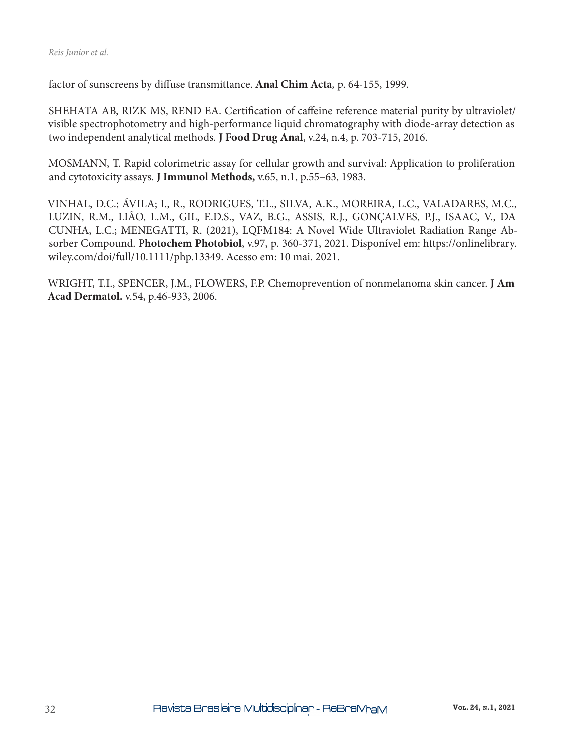factor of sunscreens by diffuse transmittance. **Anal Chim Acta***,* p. 64-155, 1999.

SHEHATA AB, RIZK MS, REND EA. Certification of caffeine reference material purity by ultraviolet/visible spectrophotometry and high-performance liquid chromatography with diode-array detection as two independent analytical methods. **J Food Drug Anal**, v.24, n.4, p. 703-715, 2016.

MOSMANN, T. Rapid colorimetric assay for cellular growth and survival: Application to proliferation and cytotoxicity assays. **J Immunol Methods,** v.65, n.1, p.55–63, 1983.

VINHAL, D.C.; ÁVILA; I., R., RODRIGUES, T.L., SILVA, A.K., MOREIRA, L.C., VALADARES, M.C., LUZIN, R.M., LIÃO, L.M., GIL, E.D.S., VAZ, B.G., ASSIS, R.J., GONÇALVES, P.J., ISAAC, V., DA CUNHA, L.C.; MENEGATTI, R. (2021), LQFM184: A Novel Wide Ultraviolet Radiation Range Absorber Compound. P**hotochem Photobiol**, v.97, p. 360-371, 2021. Disponível em: https://onlinelibrary.wiley.com/doi/full/10.1111/php.13349. Acesso em: 10 mai. 2021.

WRIGHT, T.I., SPENCER, J.M., FLOWERS, F.P. Chemoprevention of nonmelanoma skin cancer. **J Am Acad Dermatol.** v.54, p.46-933, 2006.